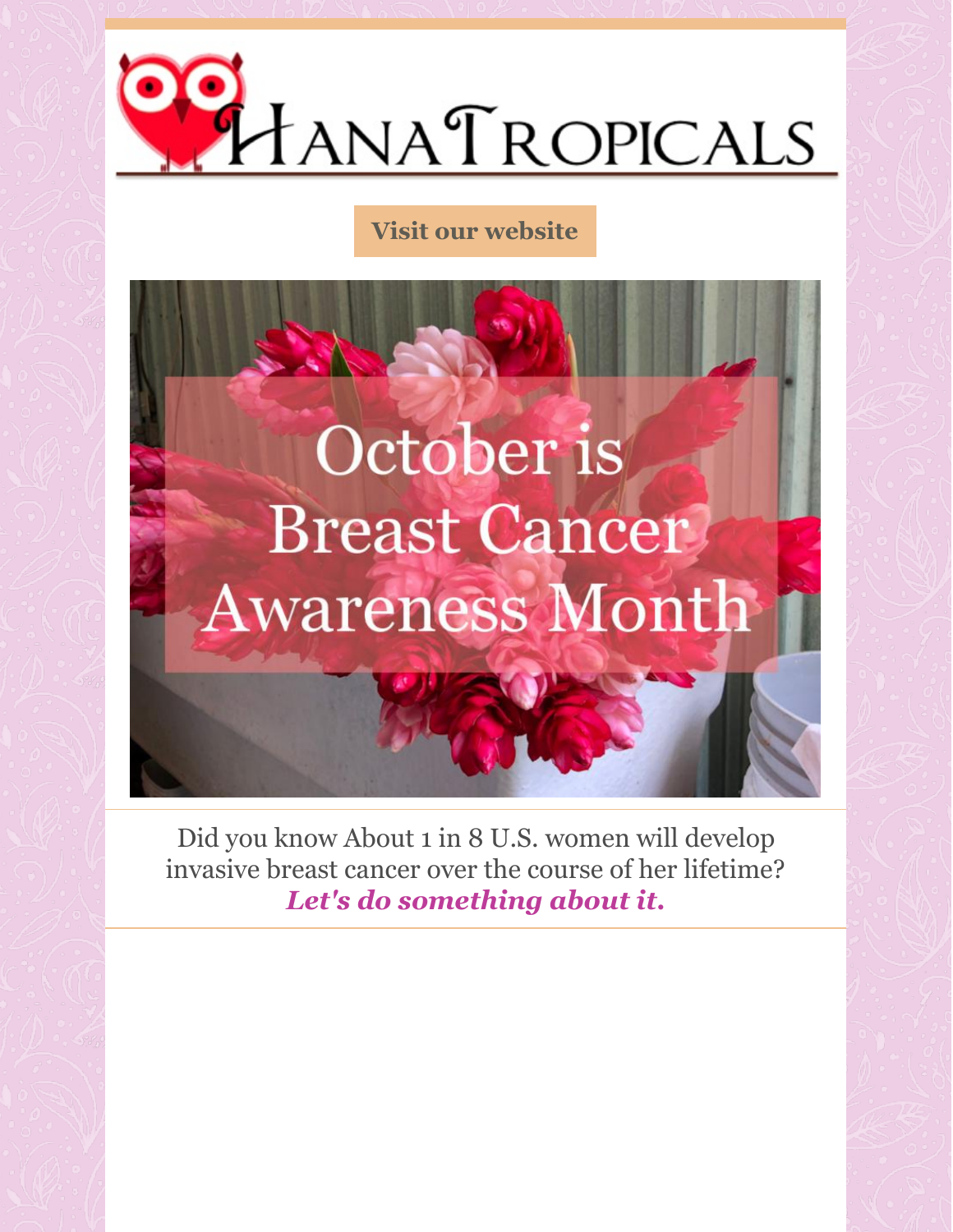# Hana Tropicals

Visit our website

October is Breast Cancer Awareness Month

Did you know About 1 in 8 U.S. women will develop invasive breast cancer over the course of her lifetime?

***Let's do something about it.***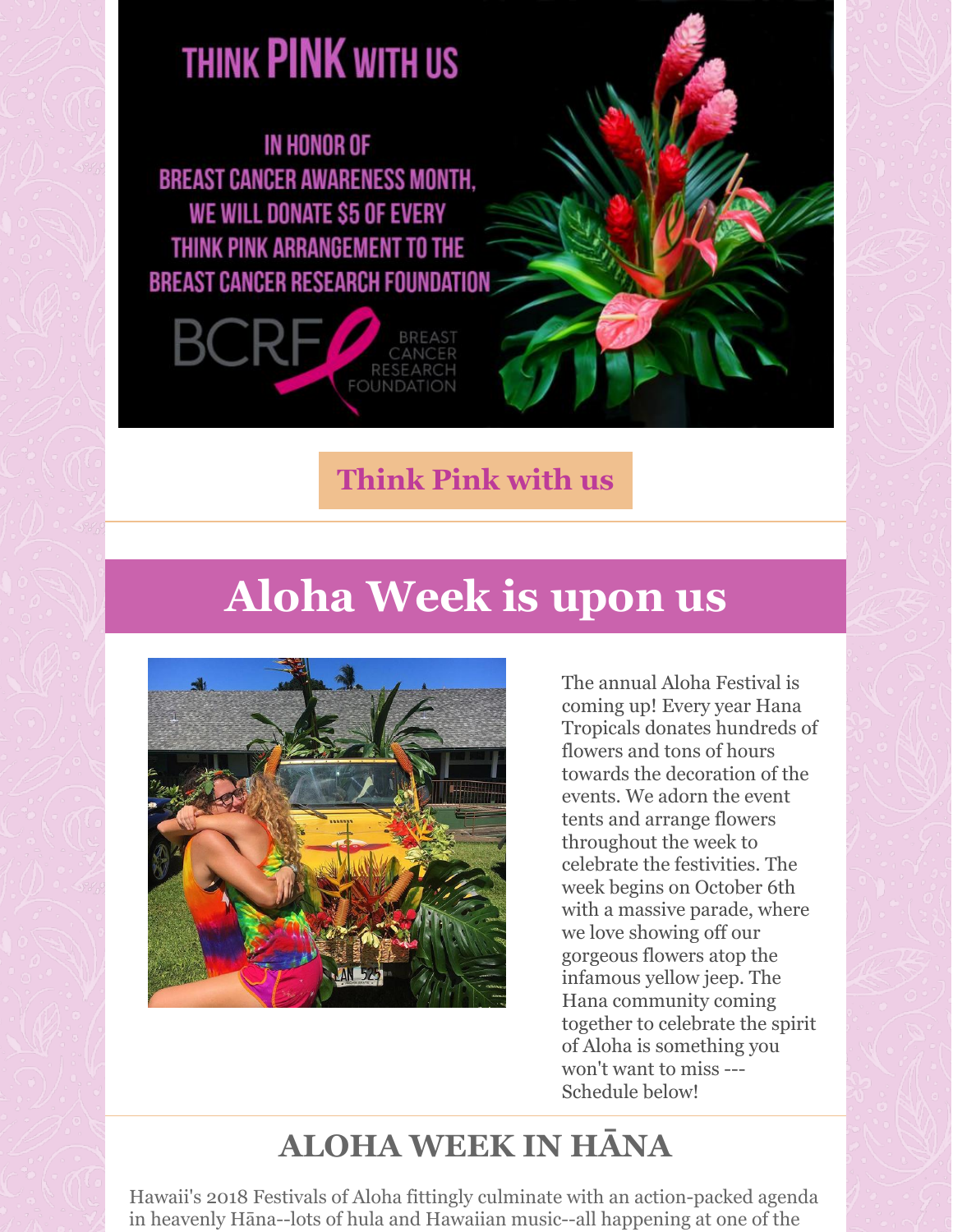THINK PINK WITH US

IN HONOR OF BREAST CANCER AWARENESS MONTH, WE WILL DONATE $5 OF EVERY THINK PINK ARRANGEMENT TO THE BREAST CANCER RESEARCH FOUNDATION

BCRF BREAST CANCER RESEARCH FOUNDATION

**Think Pink with us**

---

# Aloha Week is upon us

The annual Aloha Festival is coming up! Every year Hana Tropicals donates hundreds of flowers and tons of hours towards the decoration of the events. We adorn the event tents and arrange flowers throughout the week to celebrate the festivities. The week begins on October 6th with a massive parade, where we love showing off our gorgeous flowers atop the infamous yellow jeep. The Hana community coming together to celebrate the spirit of Aloha is something you won't want to miss --- Schedule below!

---

## ALOHA WEEK IN HĀNA

Hawaii's 2018 Festivals of Aloha fittingly culminate with an action-packed agenda in heavenly Hāna--lots of hula and Hawaiian music--all happening at one of the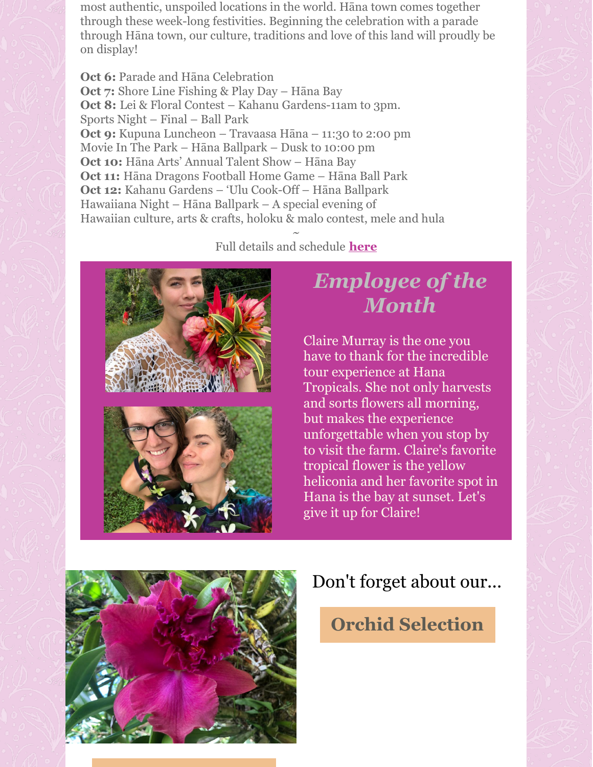most authentic, unspoiled locations in the world. Hāna town comes together through these week-long festivities. Beginning the celebration with a parade through Hāna town, our culture, traditions and love of this land will proudly be on display!

**Oct 6:** Parade and Hāna Celebration
**Oct 7:** Shore Line Fishing & Play Day – Hāna Bay
**Oct 8:** Lei & Floral Contest – Kahanu Gardens-11am to 3pm.
Sports Night – Final – Ball Park
**Oct 9:** Kupuna Luncheon – Travaasa Hāna – 11:30 to 2:00 pm
Movie In The Park – Hāna Ballpark – Dusk to 10:00 pm
**Oct 10:** Hāna Arts' Annual Talent Show – Hāna Bay
**Oct 11:** Hāna Dragons Football Home Game – Hāna Ball Park
**Oct 12:** Kahanu Gardens – 'Ulu Cook-Off – Hāna Ballpark
Hawaiiana Night – Hāna Ballpark – A special evening of Hawaiian culture, arts & crafts, holoku & malo contest, mele and hula

~

Full details and schedule **here**

## *Employee of the Month*

Claire Murray is the one you have to thank for the incredible tour experience at Hana Tropicals. She not only harvests and sorts flowers all morning, but makes the experience unforgettable when you stop by to visit the farm. Claire's favorite tropical flower is the yellow heliconia and her favorite spot in Hana is the bay at sunset. Let's give it up for Claire!

Don't forget about our...

**Orchid Selection**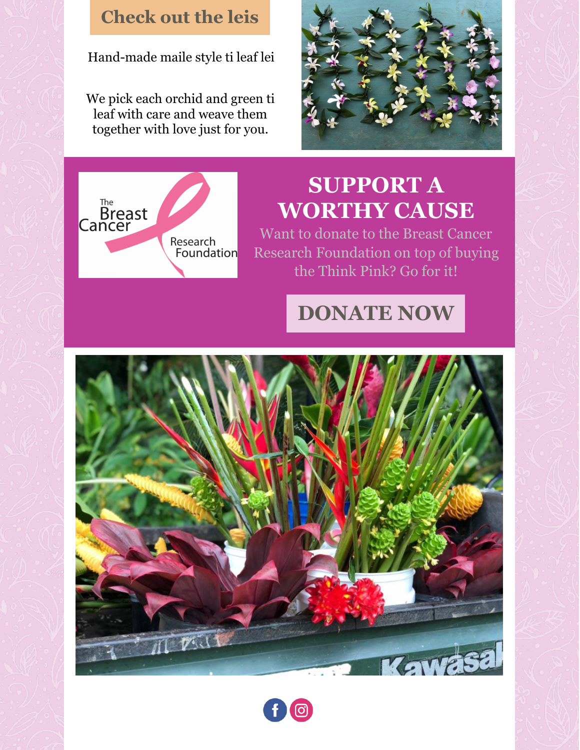## Check out the leis

Hand-made maile style ti leaf lei

We pick each orchid and green ti leaf with care and weave them together with love just for you.

# SUPPORT A WORTHY CAUSE

Want to donate to the Breast Cancer Research Foundation on top of buying the Think Pink? Go for it!

**DONATE NOW**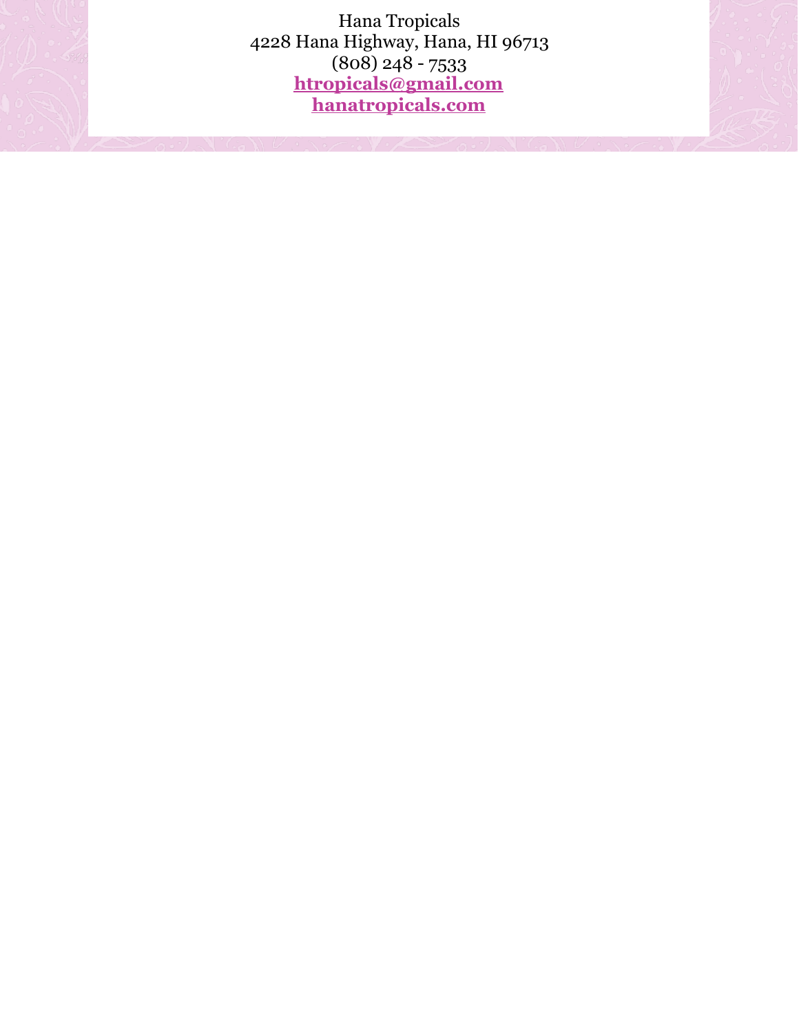Hana Tropicals
4228 Hana Highway, Hana, HI 96713
(808) 248 - 7533
**htropicals@gmail.com**
**hanatropicals.com**